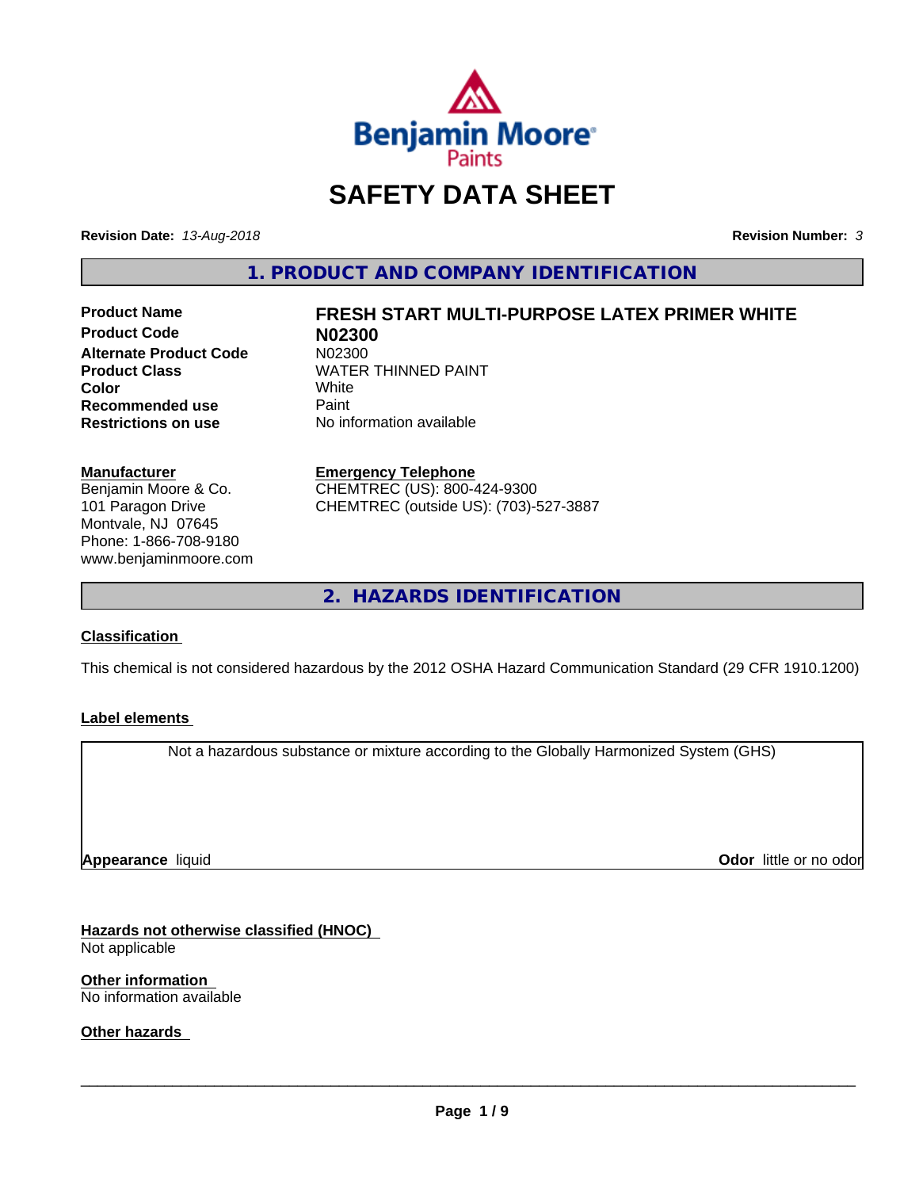# SAFETY DATA SHEET

**Revision Date:** *13-Aug-2018*

**Revision Number:** *3*

## 1. PRODUCT AND COMPANY IDENTIFICATION

| | |
|---|---|
| **Product Name** | **FRESH START MULTI-PURPOSE LATEX PRIMER WHITE** |
| **Product Code** | **N02300** |
| **Alternate Product Code** | N02300 |
| **Product Class** | WATER THINNED PAINT |
| **Color** | White |
| **Recommended use** | Paint |
| **Restrictions on use** | No information available |

**Manufacturer**
Benjamin Moore & Co.
101 Paragon Drive
Montvale, NJ 07645
Phone: 1-866-708-9180
www.benjaminmoore.com

**Emergency Telephone**
CHEMTREC (US): 800-424-9300
CHEMTREC (outside US): (703)-527-3887

## 2. HAZARDS IDENTIFICATION

**Classification**

This chemical is not considered hazardous by the 2012 OSHA Hazard Communication Standard (29 CFR 1910.1200)

**Label elements**

Not a hazardous substance or mixture according to the Globally Harmonized System (GHS)

**Appearance** liquid

**Odor** little or no odor

**Hazards not otherwise classified (HNOC)**
Not applicable

**Other information**
No information available

**Other hazards**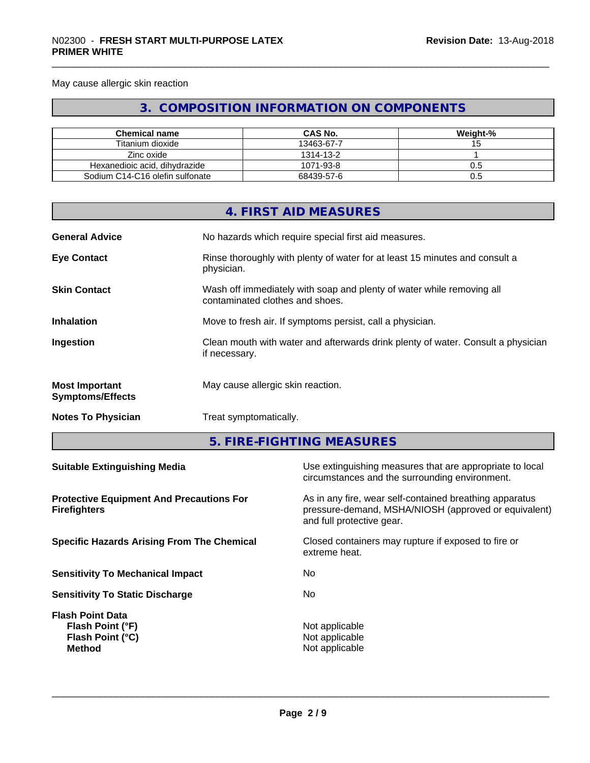May cause allergic skin reaction

## 3. COMPOSITION INFORMATION ON COMPONENTS

| Chemical name | CAS No. | Weight-% |
|---|---|---|
| Titanium dioxide | 13463-67-7 | 15 |
| Zinc oxide | 1314-13-2 | 1 |
| Hexanedioic acid, dihydrazide | 1071-93-8 | 0.5 |
| Sodium C14-C16 olefin sulfonate | 68439-57-6 | 0.5 |

## 4. FIRST AID MEASURES

**General Advice** No hazards which require special first aid measures.

**Eye Contact** Rinse thoroughly with plenty of water for at least 15 minutes and consult a physician.

**Skin Contact** Wash off immediately with soap and plenty of water while removing all contaminated clothes and shoes.

**Inhalation** Move to fresh air. If symptoms persist, call a physician.

**Ingestion** Clean mouth with water and afterwards drink plenty of water. Consult a physician if necessary.

**Most Important Symptoms/Effects** May cause allergic skin reaction.

**Notes To Physician** Treat symptomatically.

## 5. FIRE-FIGHTING MEASURES

**Suitable Extinguishing Media** Use extinguishing measures that are appropriate to local circumstances and the surrounding environment.

**Protective Equipment And Precautions For Firefighters** As in any fire, wear self-contained breathing apparatus pressure-demand, MSHA/NIOSH (approved or equivalent) and full protective gear.

**Specific Hazards Arising From The Chemical** Closed containers may rupture if exposed to fire or extreme heat.

**Sensitivity To Mechanical Impact** No

**Sensitivity To Static Discharge** No

**Flash Point Data**
**Flash Point (°F)** Not applicable
**Flash Point (°C)** Not applicable
**Method** Not applicable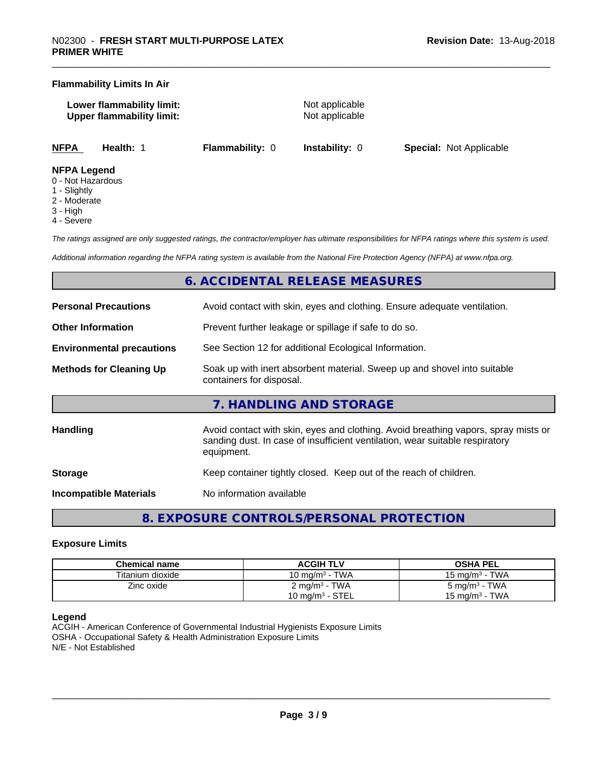### Flammability Limits In Air

**Lower flammability limit:** Not applicable
**Upper flammability limit:** Not applicable

| NFPA | Health: 1 | Flammability: 0 | Instability: 0 | Special: Not Applicable |
|---|---|---|---|---|

**NFPA Legend**
0 - Not Hazardous
1 - Slightly
2 - Moderate
3 - High
4 - Severe

*The ratings assigned are only suggested ratings, the contractor/employer has ultimate responsibilities for NFPA ratings where this system is used.*

*Additional information regarding the NFPA rating system is available from the National Fire Protection Agency (NFPA) at www.nfpa.org.*

## 6. ACCIDENTAL RELEASE MEASURES

**Personal Precautions** Avoid contact with skin, eyes and clothing. Ensure adequate ventilation.

**Other Information** Prevent further leakage or spillage if safe to do so.

**Environmental precautions** See Section 12 for additional Ecological Information.

**Methods for Cleaning Up** Soak up with inert absorbent material. Sweep up and shovel into suitable containers for disposal.

## 7. HANDLING AND STORAGE

**Handling** Avoid contact with skin, eyes and clothing. Avoid breathing vapors, spray mists or sanding dust. In case of insufficient ventilation, wear suitable respiratory equipment.

**Storage** Keep container tightly closed. Keep out of the reach of children.

**Incompatible Materials** No information available

## 8. EXPOSURE CONTROLS/PERSONAL PROTECTION

### Exposure Limits

| Chemical name | ACGIH TLV | OSHA PEL |
|---|---|---|
| Titanium dioxide | 10 mg/m³ - TWA | 15 mg/m³ - TWA |
| Zinc oxide | 2 mg/m³ - TWA<br>10 mg/m³ - STEL | 5 mg/m³ - TWA<br>15 mg/m³ - TWA |

**Legend**
ACGIH - American Conference of Governmental Industrial Hygienists Exposure Limits
OSHA - Occupational Safety & Health Administration Exposure Limits
N/E - Not Established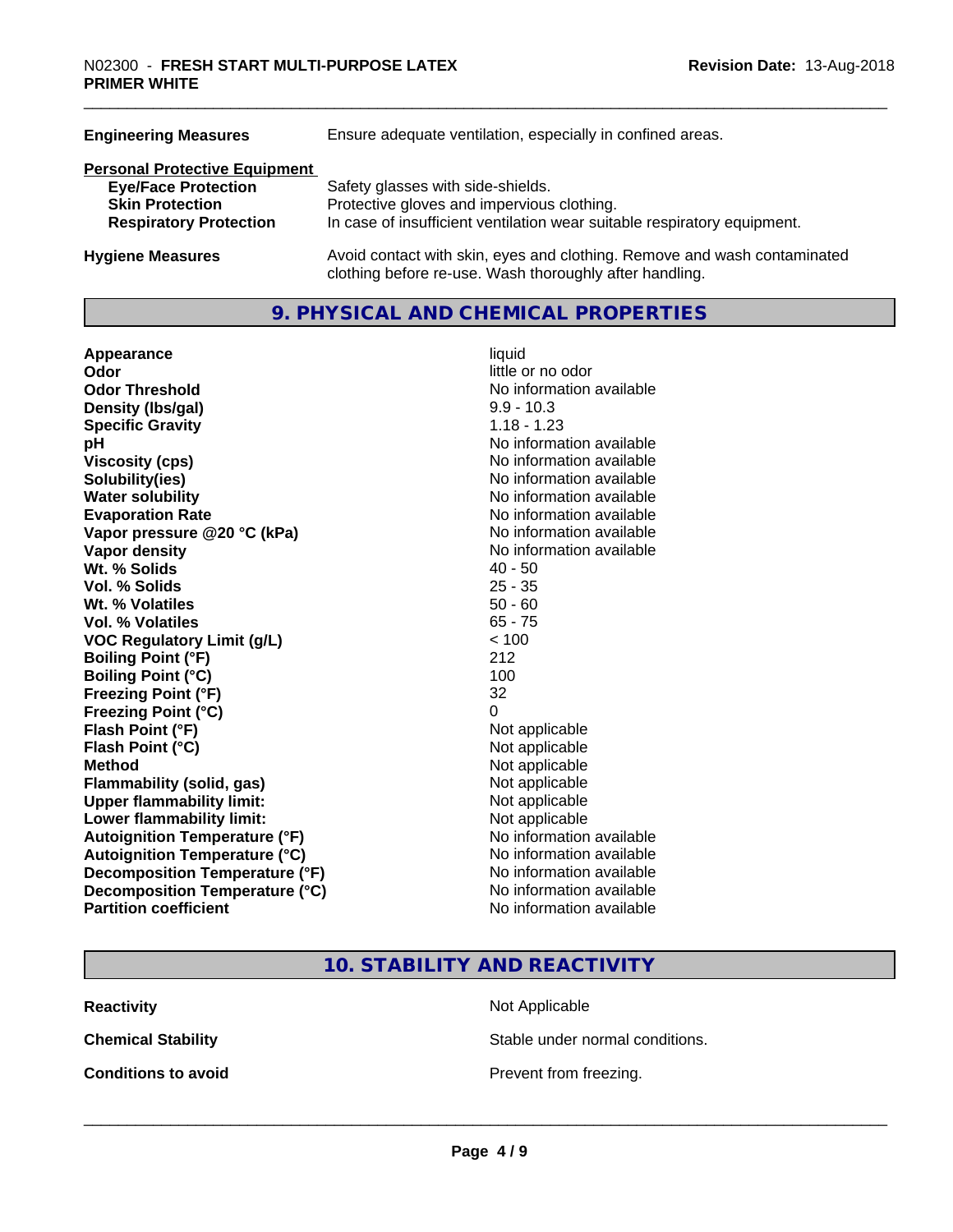| | |
|---|---|
| **Engineering Measures** | Ensure adequate ventilation, especially in confined areas. |

**Personal Protective Equipment**

| | |
|---|---|
| **Eye/Face Protection** | Safety glasses with side-shields. |
| **Skin Protection** | Protective gloves and impervious clothing. |
| **Respiratory Protection** | In case of insufficient ventilation wear suitable respiratory equipment. |

| | |
|---|---|
| **Hygiene Measures** | Avoid contact with skin, eyes and clothing. Remove and wash contaminated clothing before re-use. Wash thoroughly after handling. |

## 9. PHYSICAL AND CHEMICAL PROPERTIES

| | |
|---|---|
| **Appearance** | liquid |
| **Odor** | little or no odor |
| **Odor Threshold** | No information available |
| **Density (lbs/gal)** | 9.9 - 10.3 |
| **Specific Gravity** | 1.18 - 1.23 |
| **pH** | No information available |
| **Viscosity (cps)** | No information available |
| **Solubility(ies)** | No information available |
| **Water solubility** | No information available |
| **Evaporation Rate** | No information available |
| **Vapor pressure @20 °C (kPa)** | No information available |
| **Vapor density** | No information available |
| **Wt. % Solids** | 40 - 50 |
| **Vol. % Solids** | 25 - 35 |
| **Wt. % Volatiles** | 50 - 60 |
| **Vol. % Volatiles** | 65 - 75 |
| **VOC Regulatory Limit (g/L)** | < 100 |
| **Boiling Point (°F)** | 212 |
| **Boiling Point (°C)** | 100 |
| **Freezing Point (°F)** | 32 |
| **Freezing Point (°C)** | 0 |
| **Flash Point (°F)** | Not applicable |
| **Flash Point (°C)** | Not applicable |
| **Method** | Not applicable |
| **Flammability (solid, gas)** | Not applicable |
| **Upper flammability limit:** | Not applicable |
| **Lower flammability limit:** | Not applicable |
| **Autoignition Temperature (°F)** | No information available |
| **Autoignition Temperature (°C)** | No information available |
| **Decomposition Temperature (°F)** | No information available |
| **Decomposition Temperature (°C)** | No information available |
| **Partition coefficient** | No information available |

## 10. STABILITY AND REACTIVITY

| | |
|---|---|
| **Reactivity** | Not Applicable |
| **Chemical Stability** | Stable under normal conditions. |
| **Conditions to avoid** | Prevent from freezing. |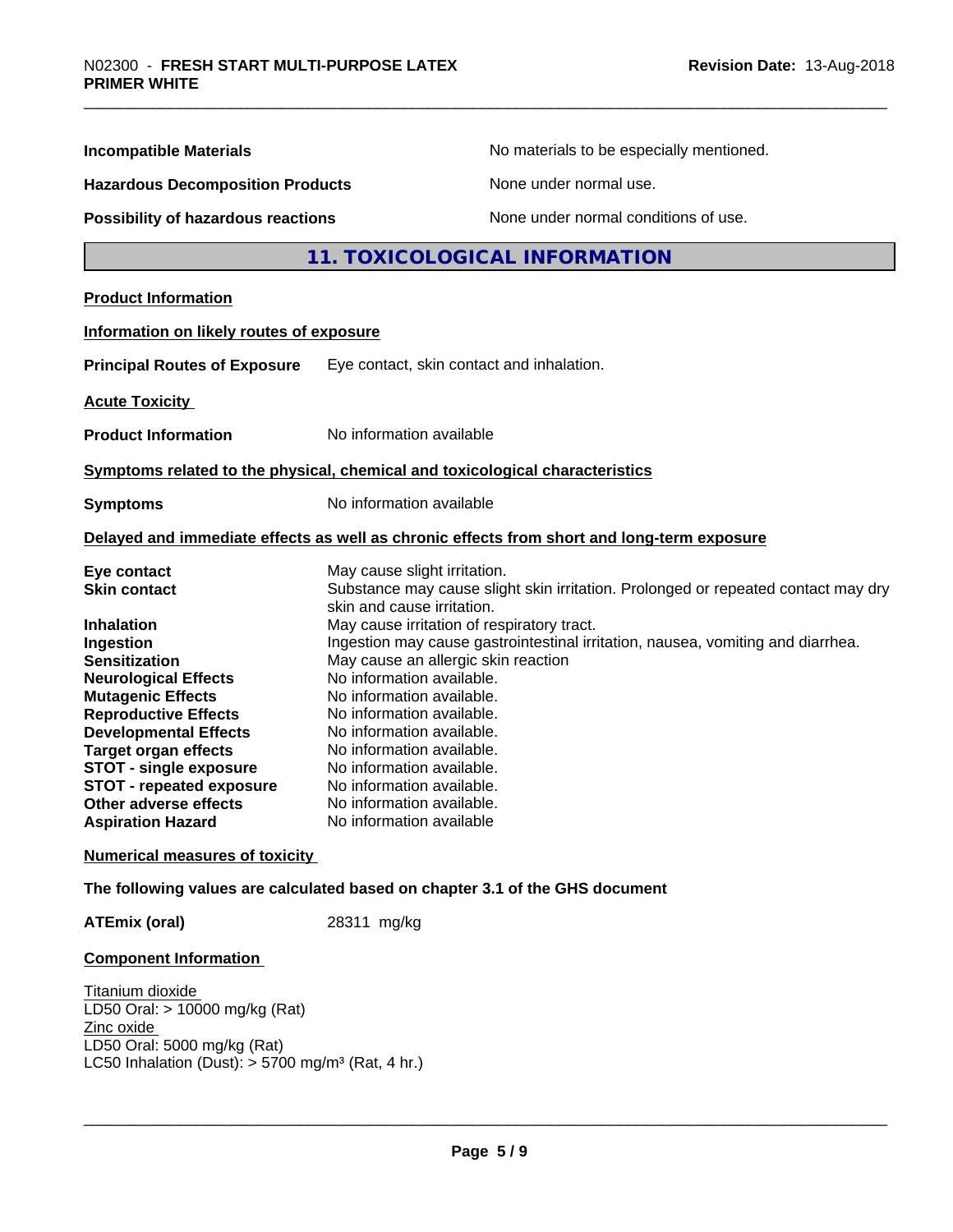**Incompatible Materials** No materials to be especially mentioned.

**Hazardous Decomposition Products** None under normal use.

**Possibility of hazardous reactions** None under normal conditions of use.

## 11. TOXICOLOGICAL INFORMATION

**Product Information**

**Information on likely routes of exposure**

**Principal Routes of Exposure** Eye contact, skin contact and inhalation.

**Acute Toxicity**

**Product Information** No information available

**Symptoms related to the physical, chemical and toxicological characteristics**

**Symptoms** No information available

**Delayed and immediate effects as well as chronic effects from short and long-term exposure**

| | |
|---|---|
| **Eye contact** | May cause slight irritation. |
| **Skin contact** | Substance may cause slight skin irritation. Prolonged or repeated contact may dry skin and cause irritation. |
| **Inhalation** | May cause irritation of respiratory tract. |
| **Ingestion** | Ingestion may cause gastrointestinal irritation, nausea, vomiting and diarrhea. |
| **Sensitization** | May cause an allergic skin reaction |
| **Neurological Effects** | No information available. |
| **Mutagenic Effects** | No information available. |
| **Reproductive Effects** | No information available. |
| **Developmental Effects** | No information available. |
| **Target organ effects** | No information available. |
| **STOT - single exposure** | No information available. |
| **STOT - repeated exposure** | No information available. |
| **Other adverse effects** | No information available. |
| **Aspiration Hazard** | No information available |

**Numerical measures of toxicity**

**The following values are calculated based on chapter 3.1 of the GHS document**

**ATEmix (oral)** 28311 mg/kg

**Component Information**

Titanium dioxide
LD50 Oral: > 10000 mg/kg (Rat)
Zinc oxide
LD50 Oral: 5000 mg/kg (Rat)
LC50 Inhalation (Dust): > 5700 mg/m³ (Rat, 4 hr.)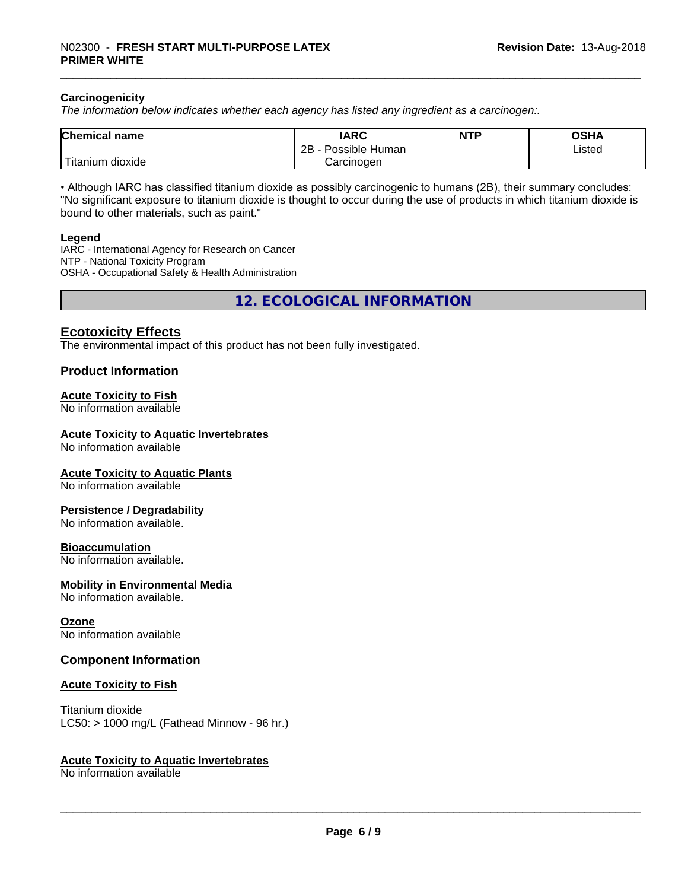### Carcinogenicity

*The information below indicates whether each agency has listed any ingredient as a carcinogen:.*

| Chemical name | IARC | NTP | OSHA |
|---|---|---|---|
| Titanium dioxide | 2B - Possible Human Carcinogen | | Listed |

• Although IARC has classified titanium dioxide as possibly carcinogenic to humans (2B), their summary concludes: "No significant exposure to titanium dioxide is thought to occur during the use of products in which titanium dioxide is bound to other materials, such as paint."

**Legend**

IARC - International Agency for Research on Cancer
NTP - National Toxicity Program
OSHA - Occupational Safety & Health Administration

## 12. ECOLOGICAL INFORMATION

### Ecotoxicity Effects

The environmental impact of this product has not been fully investigated.

### Product Information

**Acute Toxicity to Fish**
No information available

**Acute Toxicity to Aquatic Invertebrates**
No information available

**Acute Toxicity to Aquatic Plants**
No information available

**Persistence / Degradability**
No information available.

**Bioaccumulation**
No information available.

**Mobility in Environmental Media**
No information available.

**Ozone**
No information available

### Component Information

**Acute Toxicity to Fish**

Titanium dioxide
LC50: > 1000 mg/L (Fathead Minnow - 96 hr.)

**Acute Toxicity to Aquatic Invertebrates**
No information available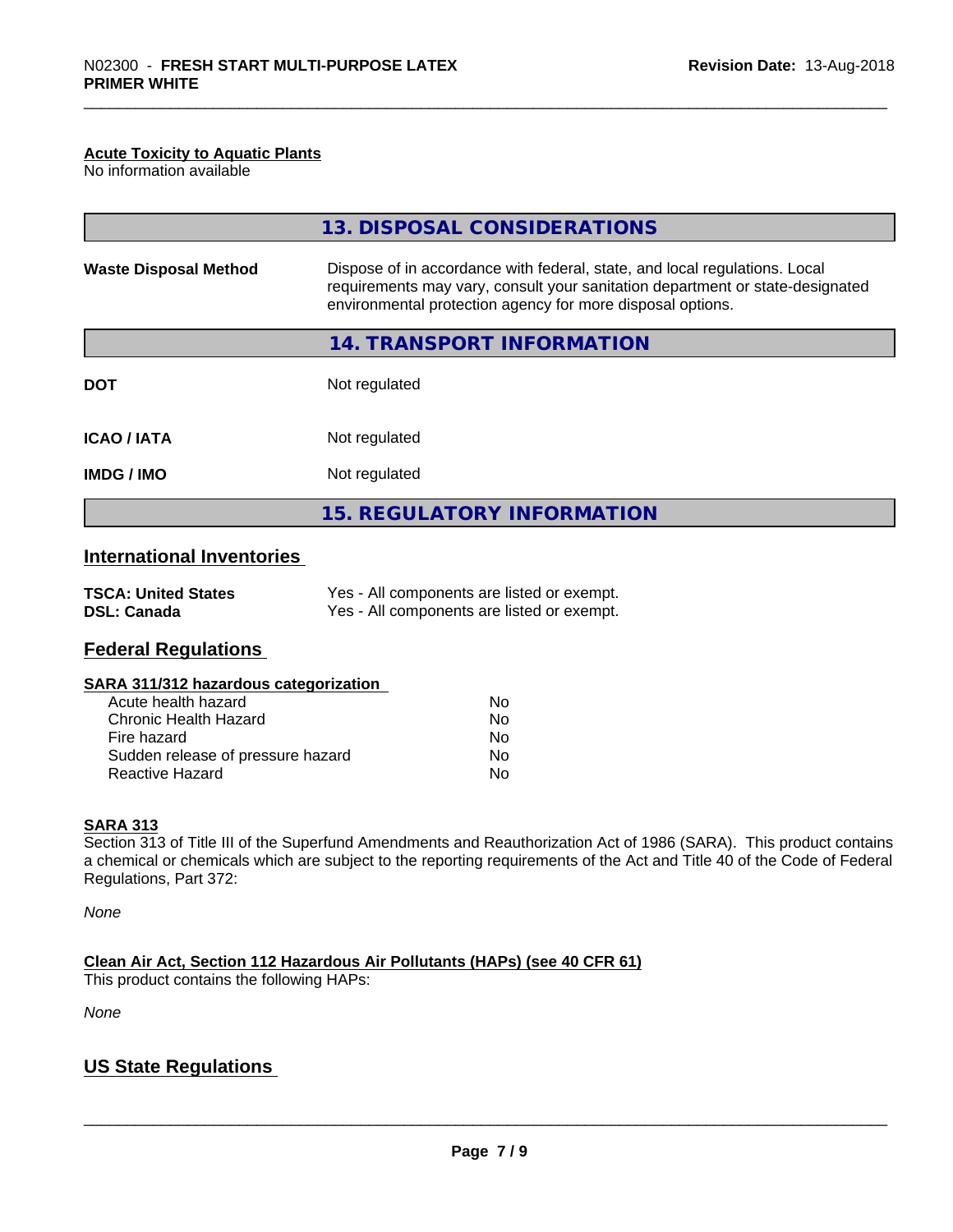**Acute Toxicity to Aquatic Plants**
No information available

## 13. DISPOSAL CONSIDERATIONS

| | |
|---|---|
| **Waste Disposal Method** | Dispose of in accordance with federal, state, and local regulations. Local requirements may vary, consult your sanitation department or state-designated environmental protection agency for more disposal options. |

## 14. TRANSPORT INFORMATION

| | |
|---|---|
| **DOT** | Not regulated |
| **ICAO / IATA** | Not regulated |
| **IMDG / IMO** | Not regulated |

## 15. REGULATORY INFORMATION

### International Inventories

| | |
|---|---|
| **TSCA: United States** | Yes - All components are listed or exempt. |
| **DSL: Canada** | Yes - All components are listed or exempt. |

### Federal Regulations

**SARA 311/312 hazardous categorization**

| | |
|---|---|
| Acute health hazard | No |
| Chronic Health Hazard | No |
| Fire hazard | No |
| Sudden release of pressure hazard | No |
| Reactive Hazard | No |

**SARA 313**
Section 313 of Title III of the Superfund Amendments and Reauthorization Act of 1986 (SARA). This product contains a chemical or chemicals which are subject to the reporting requirements of the Act and Title 40 of the Code of Federal Regulations, Part 372:

*None*

**Clean Air Act, Section 112 Hazardous Air Pollutants (HAPs) (see 40 CFR 61)**
This product contains the following HAPs:

*None*

### US State Regulations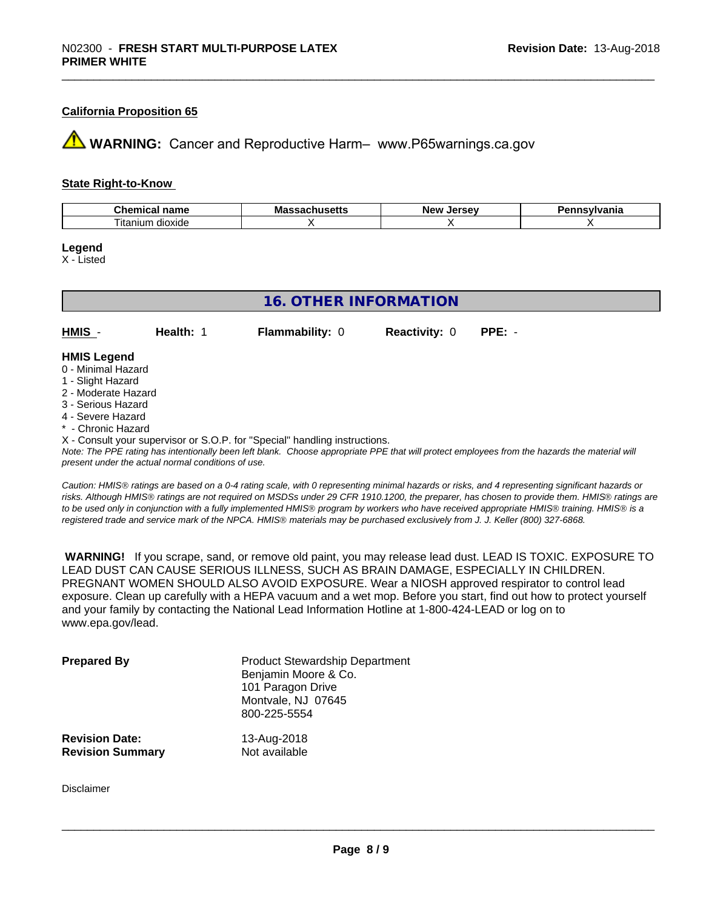### California Proposition 65

⚠ **WARNING:** Cancer and Reproductive Harm– www.P65warnings.ca.gov

### State Right-to-Know

| Chemical name | Massachusetts | New Jersey | Pennsylvania |
|---|---|---|---|
| Titanium dioxide | X | X | X |

**Legend**
X - Listed

## 16. OTHER INFORMATION

| HMIS - | Health: 1 | Flammability: 0 | Reactivity: 0 | PPE: - |
|---|---|---|---|---|

**HMIS Legend**
0 - Minimal Hazard
1 - Slight Hazard
2 - Moderate Hazard
3 - Serious Hazard
4 - Severe Hazard
* - Chronic Hazard
X - Consult your supervisor or S.O.P. for "Special" handling instructions.

*Note: The PPE rating has intentionally been left blank. Choose appropriate PPE that will protect employees from the hazards the material will present under the actual normal conditions of use.*

*Caution: HMIS® ratings are based on a 0-4 rating scale, with 0 representing minimal hazards or risks, and 4 representing significant hazards or risks. Although HMIS® ratings are not required on MSDSs under 29 CFR 1910.1200, the preparer, has chosen to provide them. HMIS® ratings are to be used only in conjunction with a fully implemented HMIS® program by workers who have received appropriate HMIS® training. HMIS® is a registered trade and service mark of the NPCA. HMIS® materials may be purchased exclusively from J. J. Keller (800) 327-6868.*

**WARNING!** If you scrape, sand, or remove old paint, you may release lead dust. LEAD IS TOXIC. EXPOSURE TO LEAD DUST CAN CAUSE SERIOUS ILLNESS, SUCH AS BRAIN DAMAGE, ESPECIALLY IN CHILDREN. PREGNANT WOMEN SHOULD ALSO AVOID EXPOSURE. Wear a NIOSH approved respirator to control lead exposure. Clean up carefully with a HEPA vacuum and a wet mop. Before you start, find out how to protect yourself and your family by contacting the National Lead Information Hotline at 1-800-424-LEAD or log on to www.epa.gov/lead.

**Prepared By**
Product Stewardship Department
Benjamin Moore & Co.
101 Paragon Drive
Montvale, NJ 07645
800-225-5554

**Revision Date:** 13-Aug-2018
**Revision Summary** Not available

Disclaimer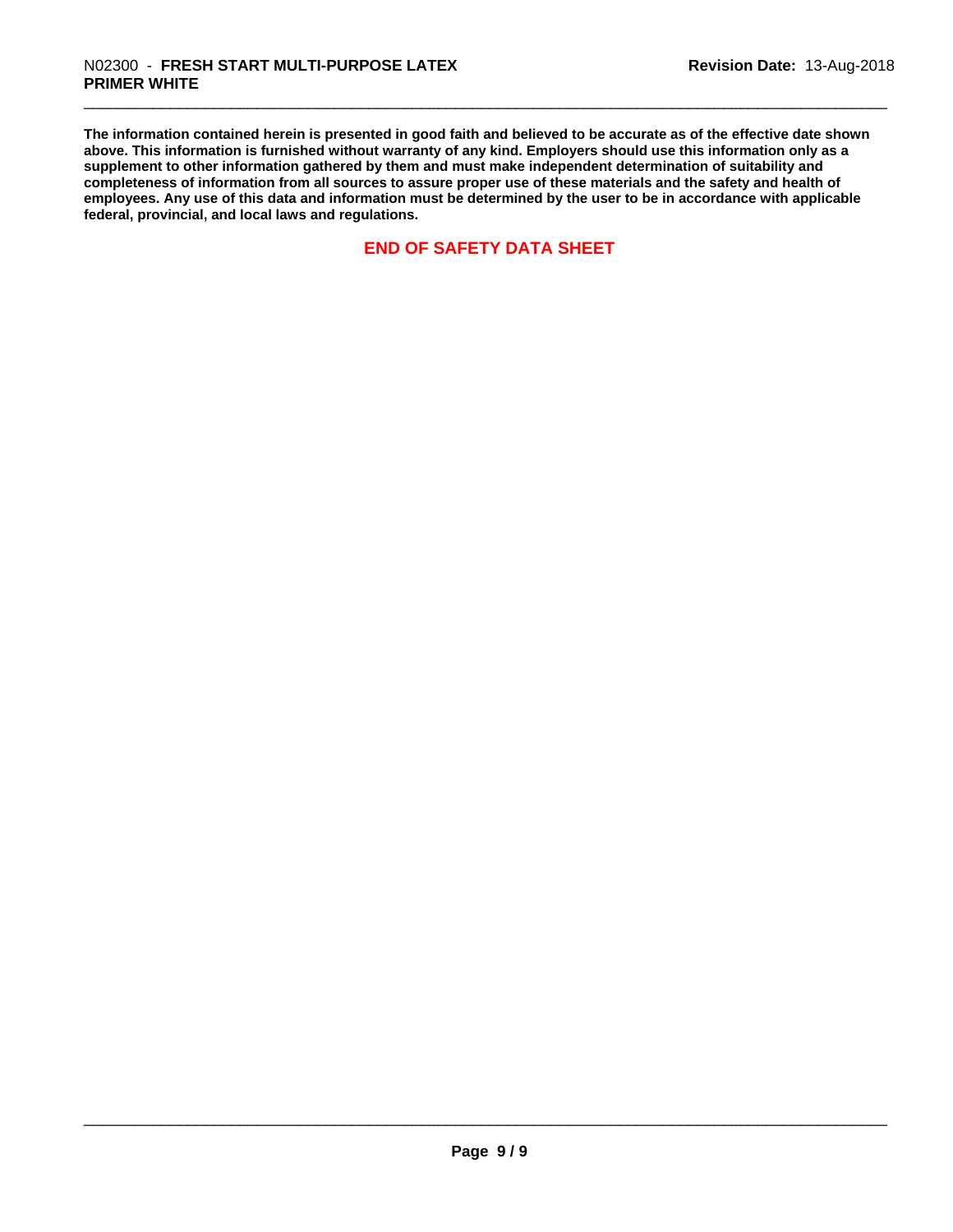**The information contained herein is presented in good faith and believed to be accurate as of the effective date shown above. This information is furnished without warranty of any kind. Employers should use this information only as a supplement to other information gathered by them and must make independent determination of suitability and completeness of information from all sources to assure proper use of these materials and the safety and health of employees. Any use of this data and information must be determined by the user to be in accordance with applicable federal, provincial, and local laws and regulations.**

**END OF SAFETY DATA SHEET**